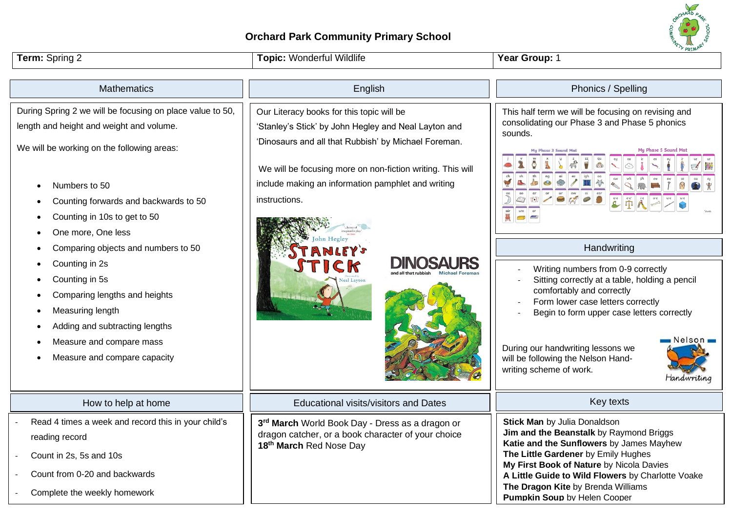# Orchard Park Community Primary School

| **Term:** Spring 2 | **Topic:** Wonderful Wildlife | **Year Group:** 1 |
|---|---|---|

## Mathematics

During Spring 2 we will be focusing on place value to 50, length and height and weight and volume.

We will be working on the following areas:

- Numbers to 50
- Counting forwards and backwards to 50
- Counting in 10s to get to 50
- One more, One less
- Comparing objects and numbers to 50
- Counting in 2s
- Counting in 5s
- Comparing lengths and heights
- Measuring length
- Adding and subtracting lengths
- Measure and compare mass
- Measure and compare capacity

## English

Our Literacy books for this topic will be 'Stanley's Stick' by John Hegley and Neal Layton and 'Dinosaurs and all that Rubbish' by Michael Foreman.

We will be focusing more on non-fiction writing. This will include making an information pamphlet and writing instructions.

## Phonics / Spelling

This half term we will be focusing on revising and consolidating our Phase 3 and Phase 5 phonics sounds.

## Handwriting

- Writing numbers from 0-9 correctly
- Sitting correctly at a table, holding a pencil comfortably and correctly
- Form lower case letters correctly
- Begin to form upper case letters correctly

During our handwriting lessons we will be following the Nelson Handwriting scheme of work.

## How to help at home

- Read 4 times a week and record this in your child's reading record
- Count in 2s, 5s and 10s
- Count from 0-20 and backwards
- Complete the weekly homework

## Educational visits/visitors and Dates

**3rd March** World Book Day - Dress as a dragon or dragon catcher, or a book character of your choice
**18th March** Red Nose Day

## Key texts

**Stick Man** by Julia Donaldson
**Jim and the Beanstalk** by Raymond Briggs
**Katie and the Sunflowers** by James Mayhew
**The Little Gardener** by Emily Hughes
**My First Book of Nature** by Nicola Davies
**A Little Guide to Wild Flowers** by Charlotte Voake
**The Dragon Kite** by Brenda Williams
**Pumpkin Soup** by Helen Cooper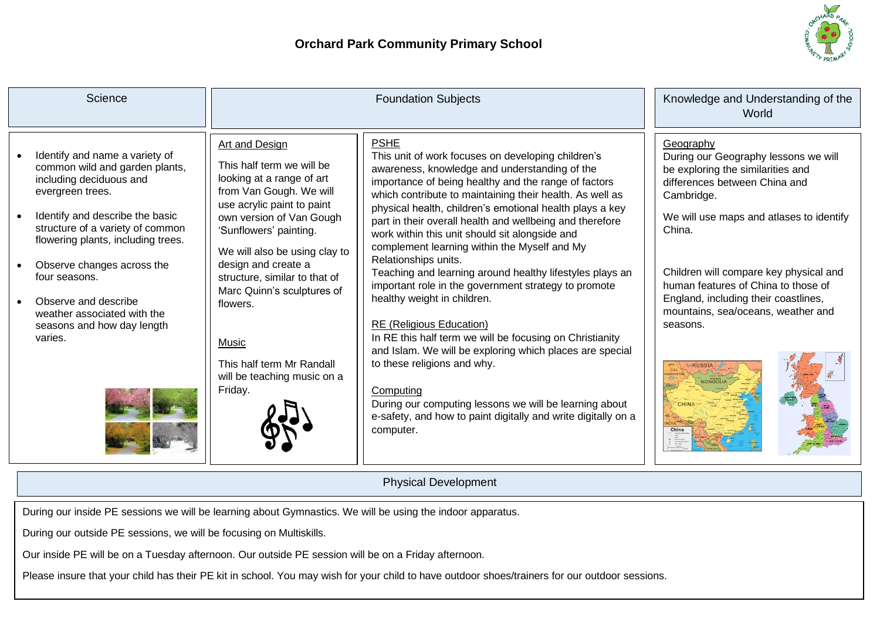# Orchard Park Community Primary School

## Science

- Identify and name a variety of common wild and garden plants, including deciduous and evergreen trees.
- Identify and describe the basic structure of a variety of common flowering plants, including trees.
- Observe changes across the four seasons.
- Observe and describe weather associated with the seasons and how day length varies.

## Foundation Subjects

### Art and Design

This half term we will be looking at a range of art from Van Gough. We will use acrylic paint to paint own version of Van Gough 'Sunflowers' painting.

We will also be using clay to design and create a structure, similar to that of Marc Quinn's sculptures of flowers.

### Music

This half term Mr Randall will be teaching music on a Friday.

### PSHE

This unit of work focuses on developing children's awareness, knowledge and understanding of the importance of being healthy and the range of factors which contribute to maintaining their health. As well as physical health, children's emotional health plays a key part in their overall health and wellbeing and therefore work within this unit should sit alongside and complement learning within the Myself and My Relationships units.

Teaching and learning around healthy lifestyles plays an important role in the government strategy to promote healthy weight in children.

### RE (Religious Education)

In RE this half term we will be focusing on Christianity and Islam. We will be exploring which places are special to these religions and why.

### Computing

During our computing lessons we will be learning about e-safety, and how to paint digitally and write digitally on a computer.

## Knowledge and Understanding of the World

### Geography

During our Geography lessons we will be exploring the similarities and differences between China and Cambridge.

We will use maps and atlases to identify China.

Children will compare key physical and human features of China to those of England, including their coastlines, mountains, sea/oceans, weather and seasons.

## Physical Development

During our inside PE sessions we will be learning about Gymnastics. We will be using the indoor apparatus.

During our outside PE sessions, we will be focusing on Multiskills.

Our inside PE will be on a Tuesday afternoon. Our outside PE session will be on a Friday afternoon.

Please insure that your child has their PE kit in school. You may wish for your child to have outdoor shoes/trainers for our outdoor sessions.